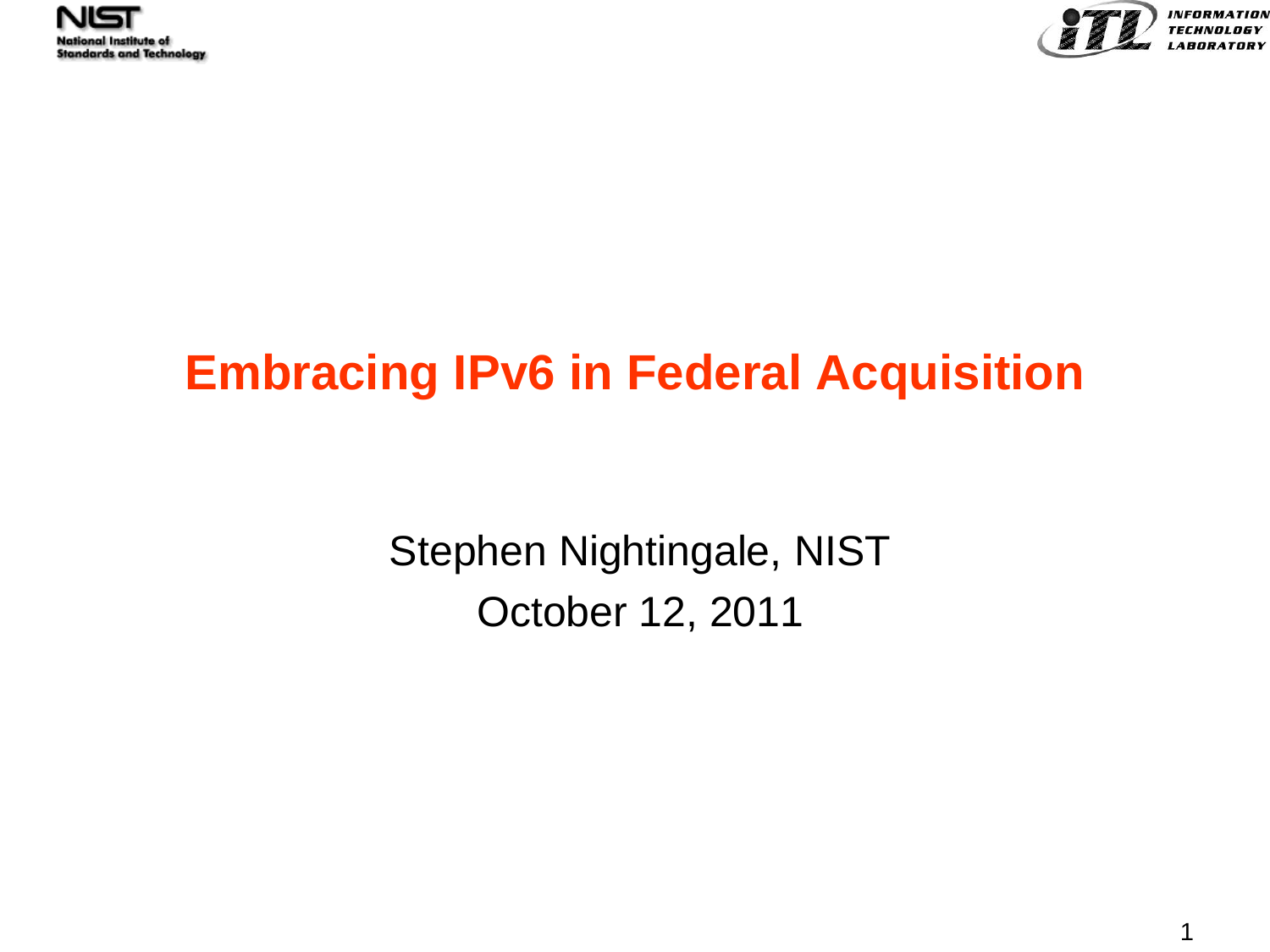# Embracing IPv6 in Federal Acquisition

Stephen Nightingale, NIST

October 12, 2011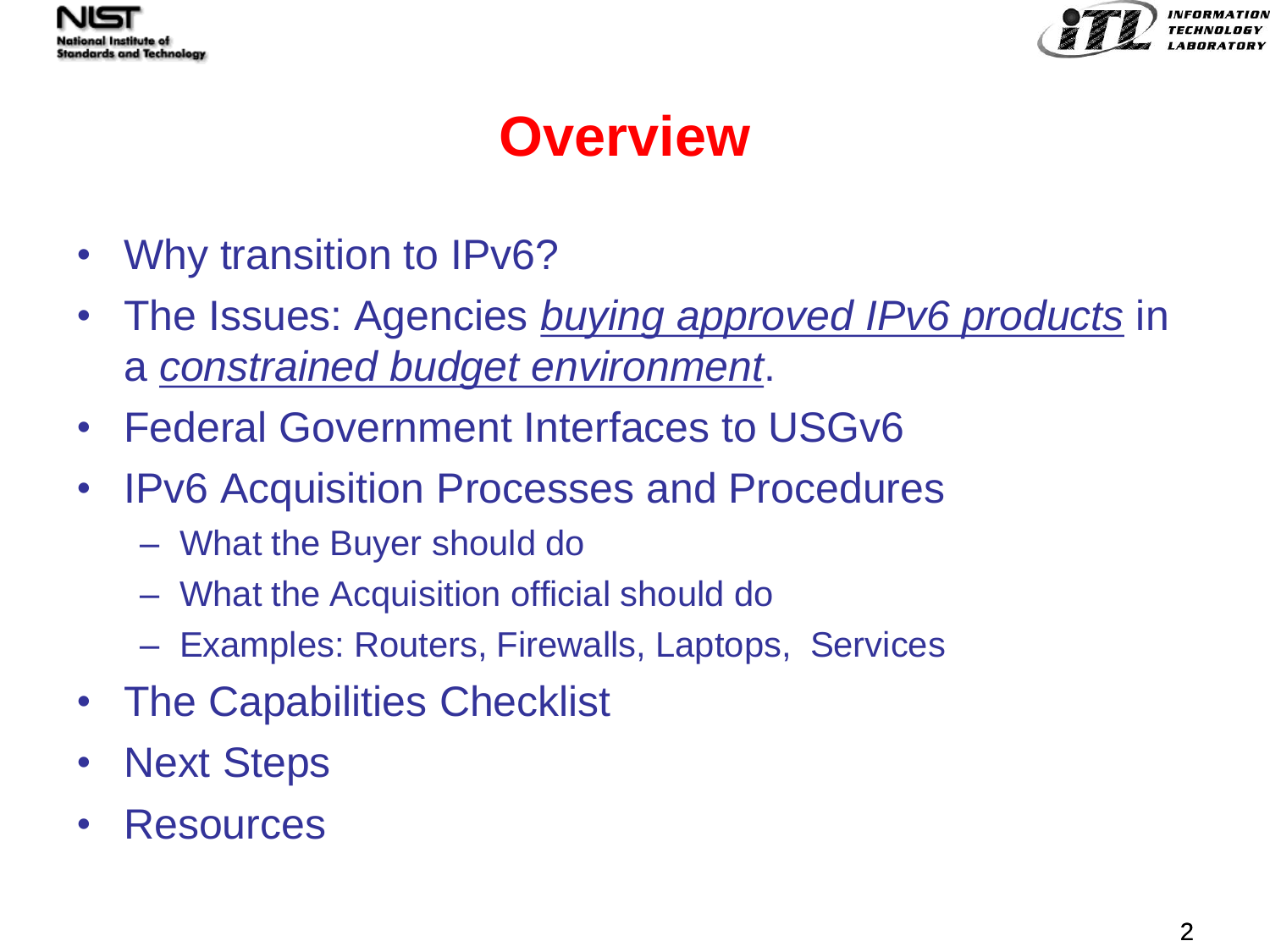# Overview

- Why transition to IPv6?
- The Issues: Agencies *buying approved IPv6 products* in a *constrained budget environment*.
- Federal Government Interfaces to USGv6
- IPv6 Acquisition Processes and Procedures
  - What the Buyer should do
  - What the Acquisition official should do
  - Examples: Routers, Firewalls, Laptops, Services
- The Capabilities Checklist
- Next Steps
- Resources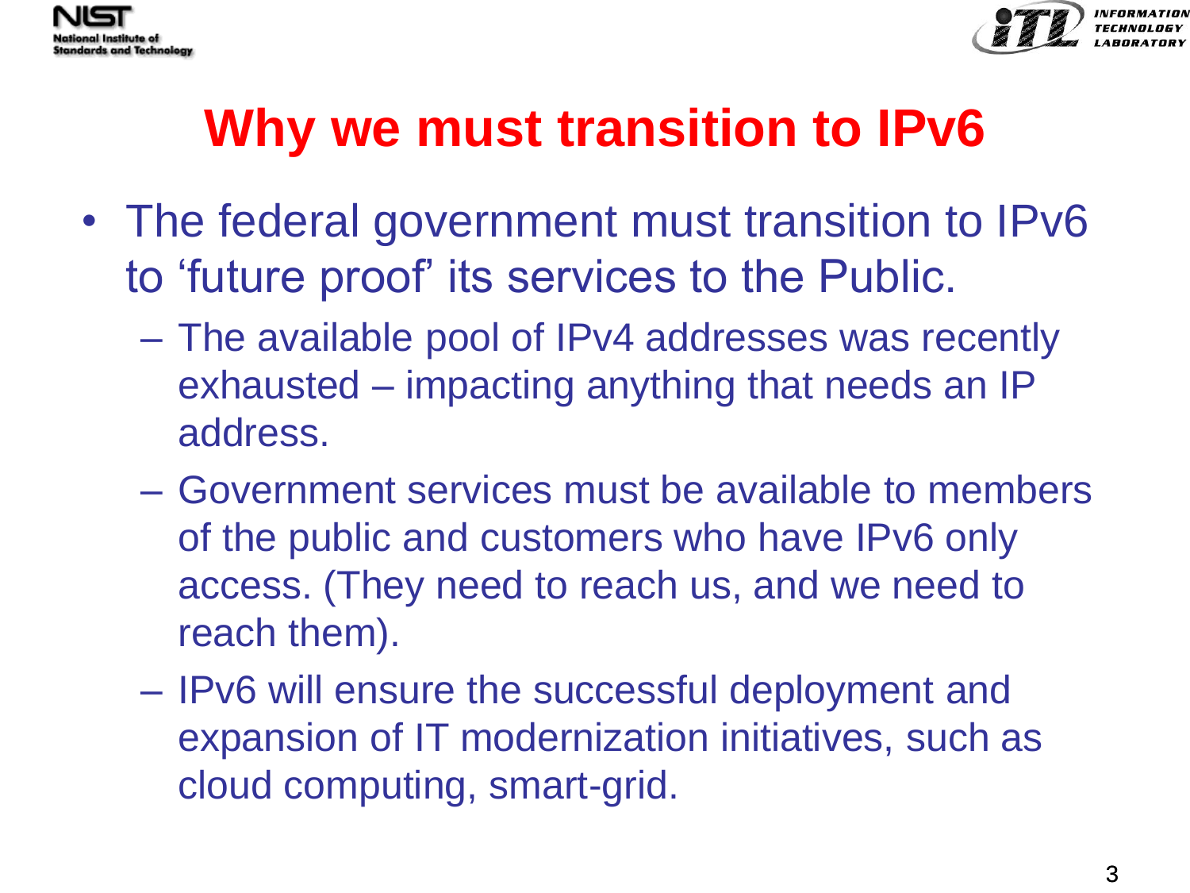# Why we must transition to IPv6

- The federal government must transition to IPv6 to 'future proof' its services to the Public.
  - The available pool of IPv4 addresses was recently exhausted – impacting anything that needs an IP address.
  - Government services must be available to members of the public and customers who have IPv6 only access. (They need to reach us, and we need to reach them).
  - IPv6 will ensure the successful deployment and expansion of IT modernization initiatives, such as cloud computing, smart-grid.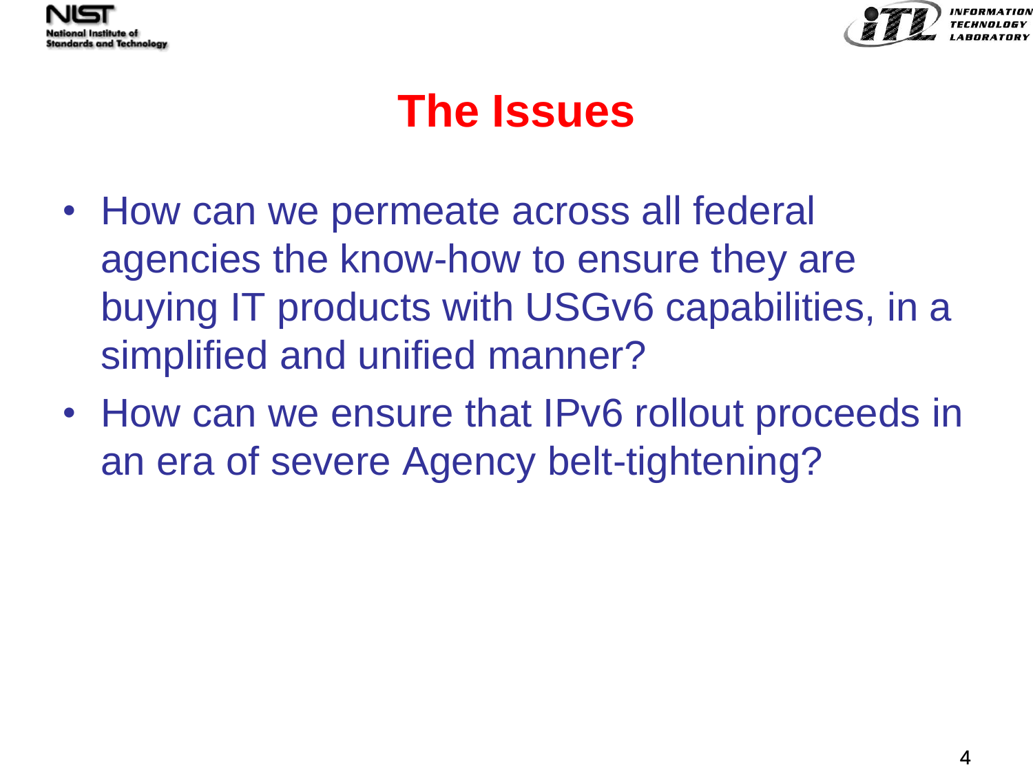# The Issues

- How can we permeate across all federal agencies the know-how to ensure they are buying IT products with USGv6 capabilities, in a simplified and unified manner?
- How can we ensure that IPv6 rollout proceeds in an era of severe Agency belt-tightening?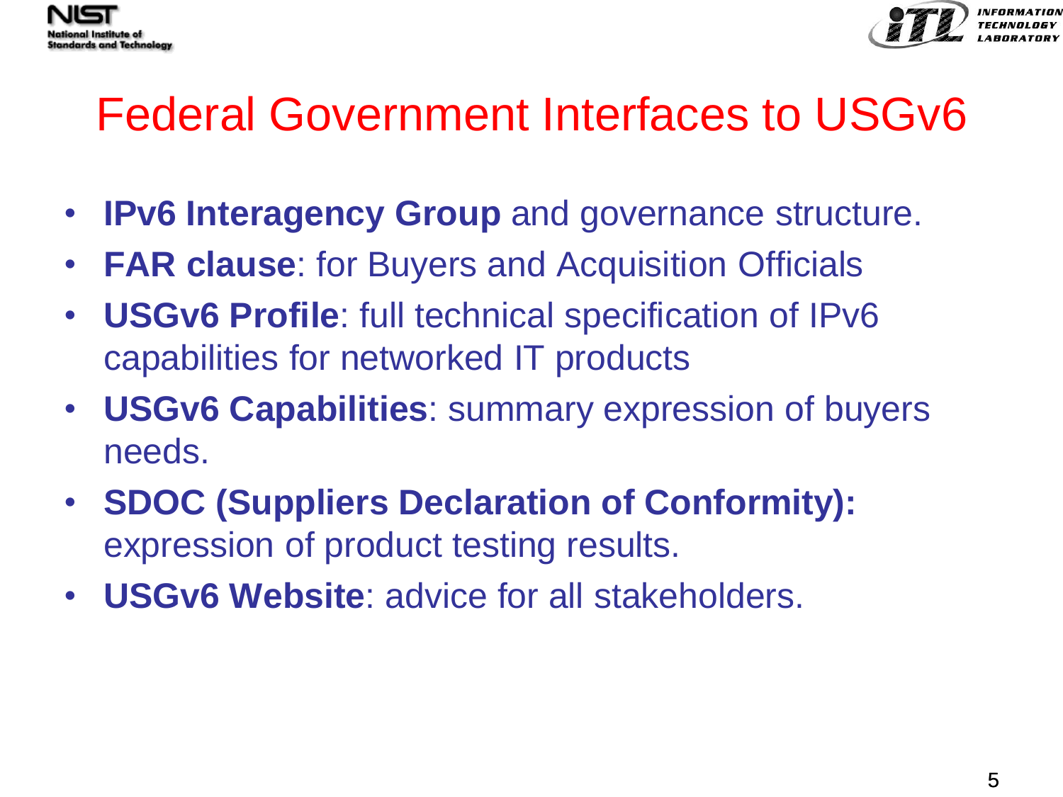# Federal Government Interfaces to USGv6

- **IPv6 Interagency Group** and governance structure.
- **FAR clause**: for Buyers and Acquisition Officials
- **USGv6 Profile**: full technical specification of IPv6 capabilities for networked IT products
- **USGv6 Capabilities**: summary expression of buyers needs.
- **SDOC (Suppliers Declaration of Conformity):** expression of product testing results.
- **USGv6 Website**: advice for all stakeholders.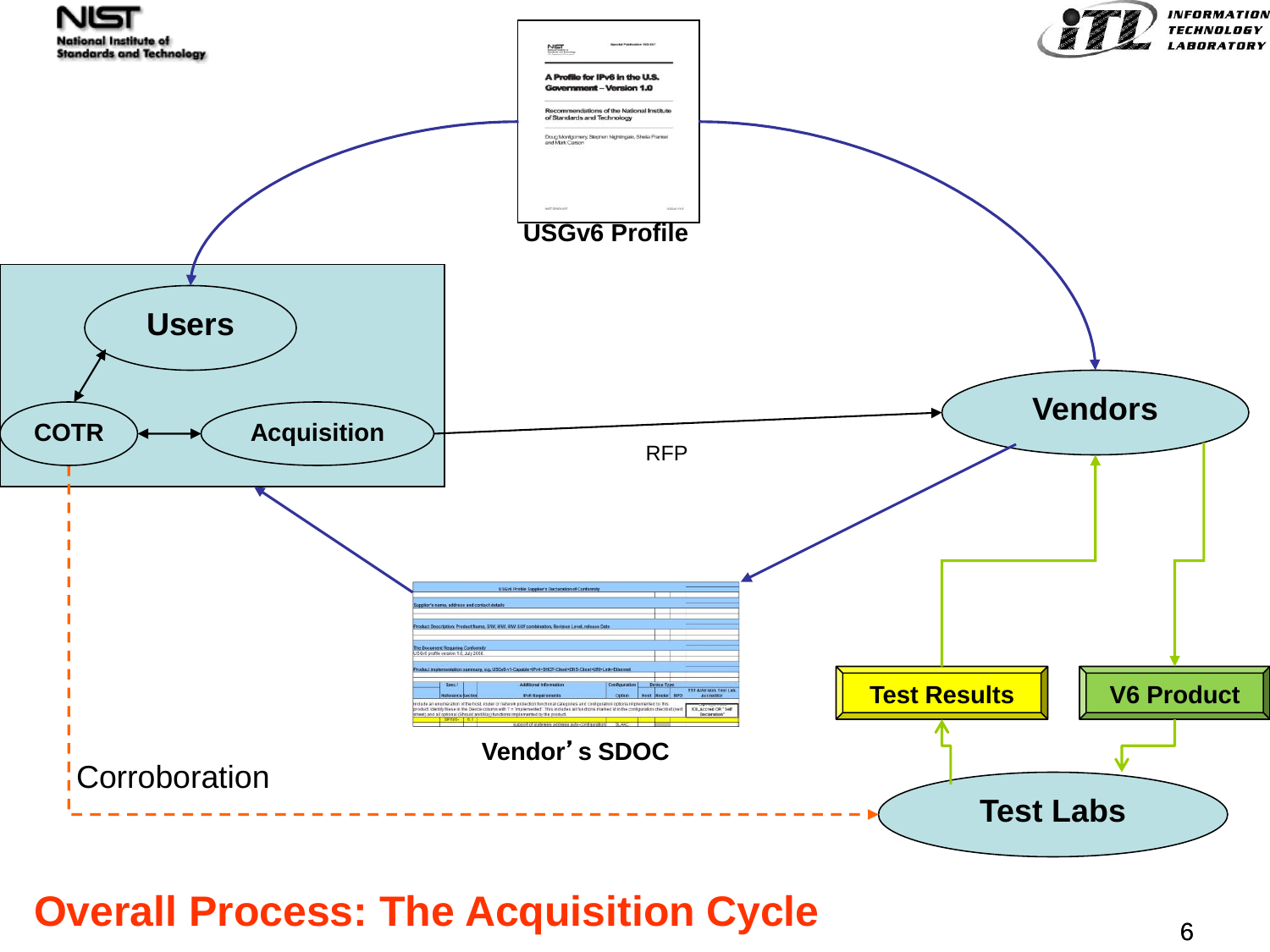# Overall Process: The Acquisition Cycle

USGv6 Profile

Users

COTR

Acquisition

RFP

Vendors

Vendor's SDOC

Test Results

V6 Product

Corroboration

Test Labs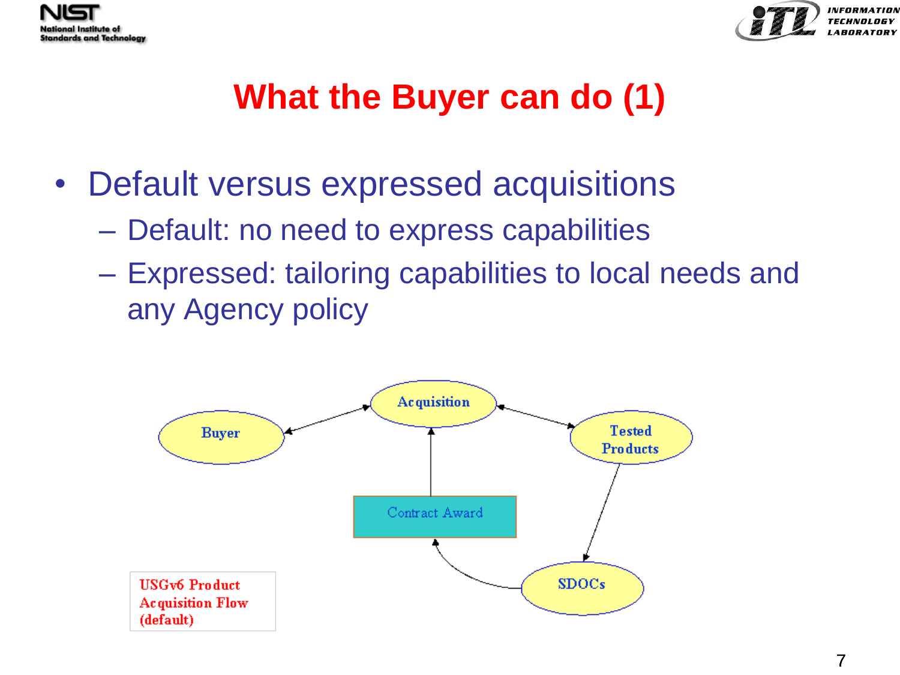# What the Buyer can do (1)

- Default versus expressed acquisitions
  - Default: no need to express capabilities
  - Expressed: tailoring capabilities to local needs and any Agency policy

Buyer ↔ Acquisition ↔ Tested Products → SDOCs → Contract Award → Acquisition

USGv6 Product Acquisition Flow (default)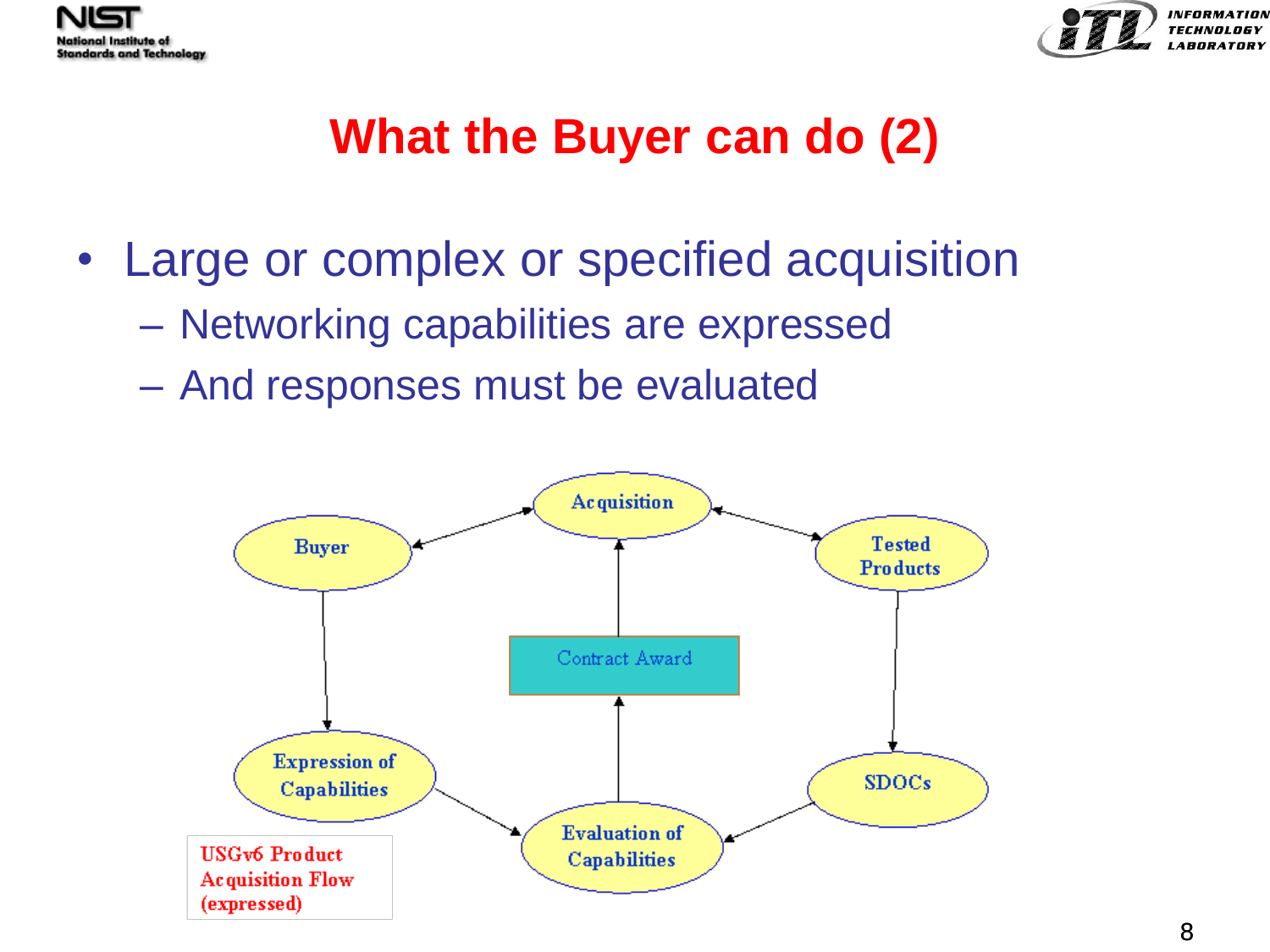# What the Buyer can do (2)

- Large or complex or specified acquisition
  - Networking capabilities are expressed
  - And responses must be evaluated

Buyer

Acquisition

Tested Products

Contract Award

Expression of Capabilities

Evaluation of Capabilities

SDOCs

USGv6 Product Acquisition Flow (expressed)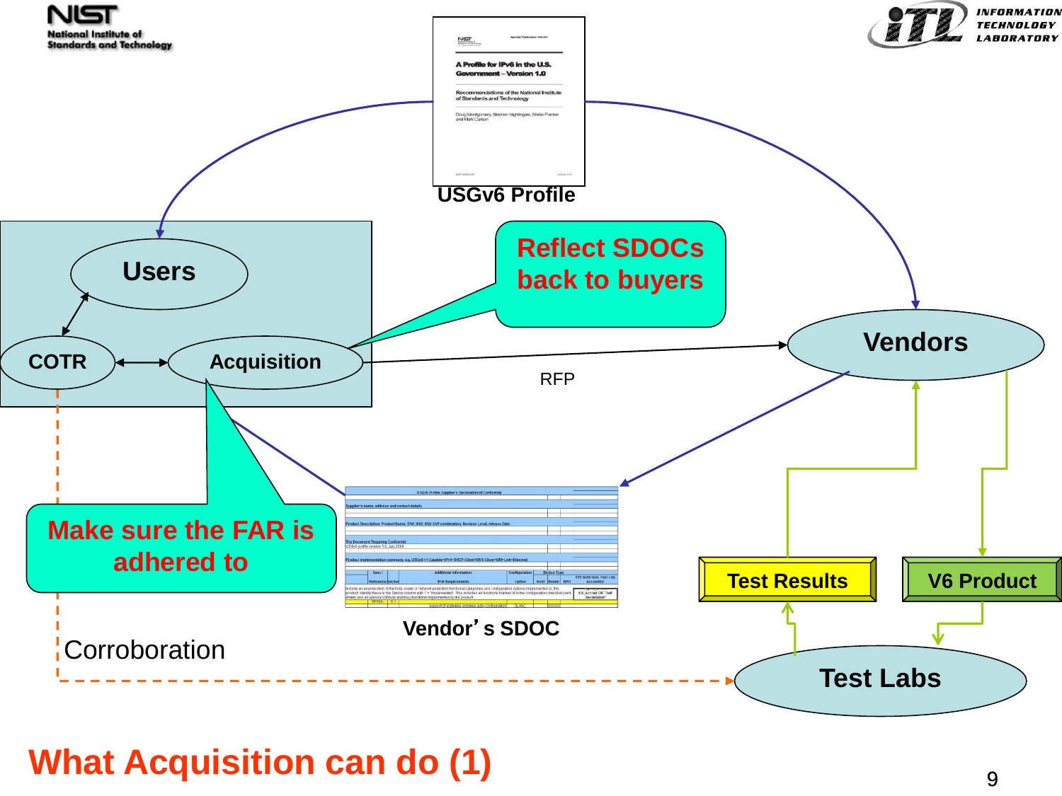# What Acquisition can do (1)

USGv6 Profile

Users

COTR

Acquisition

Reflect SDOCs back to buyers

Vendors

RFP

Make sure the FAR is adhered to

Vendor's SDOC

Test Results

V6 Product

Corroboration

Test Labs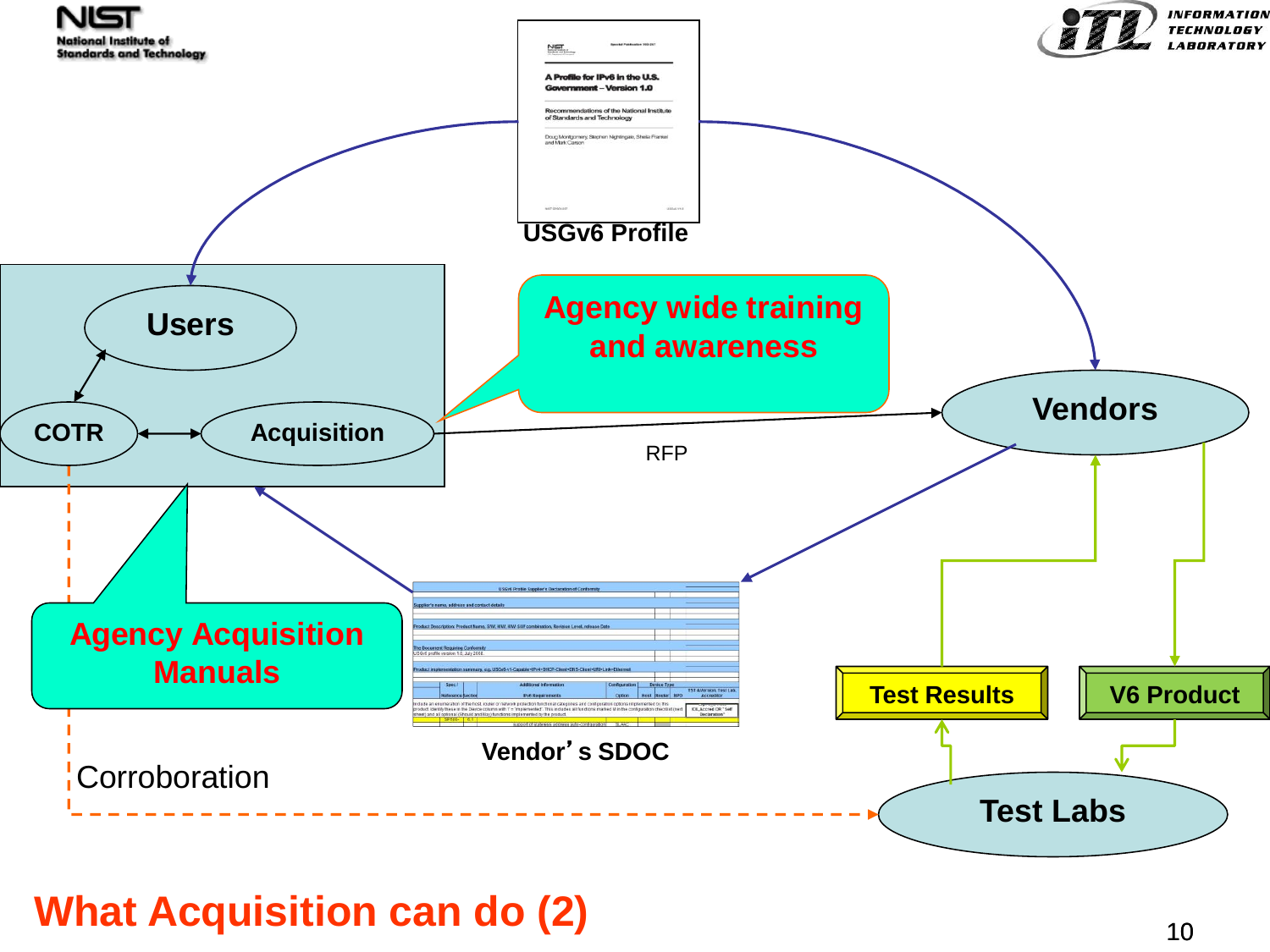# What Acquisition can do (2)

USGv6 Profile

Users

COTR

Acquisition

Agency wide training and awareness

Vendors

RFP

Agency Acquisition Manuals

Vendor's SDOC

Test Results

V6 Product

Corroboration

Test Labs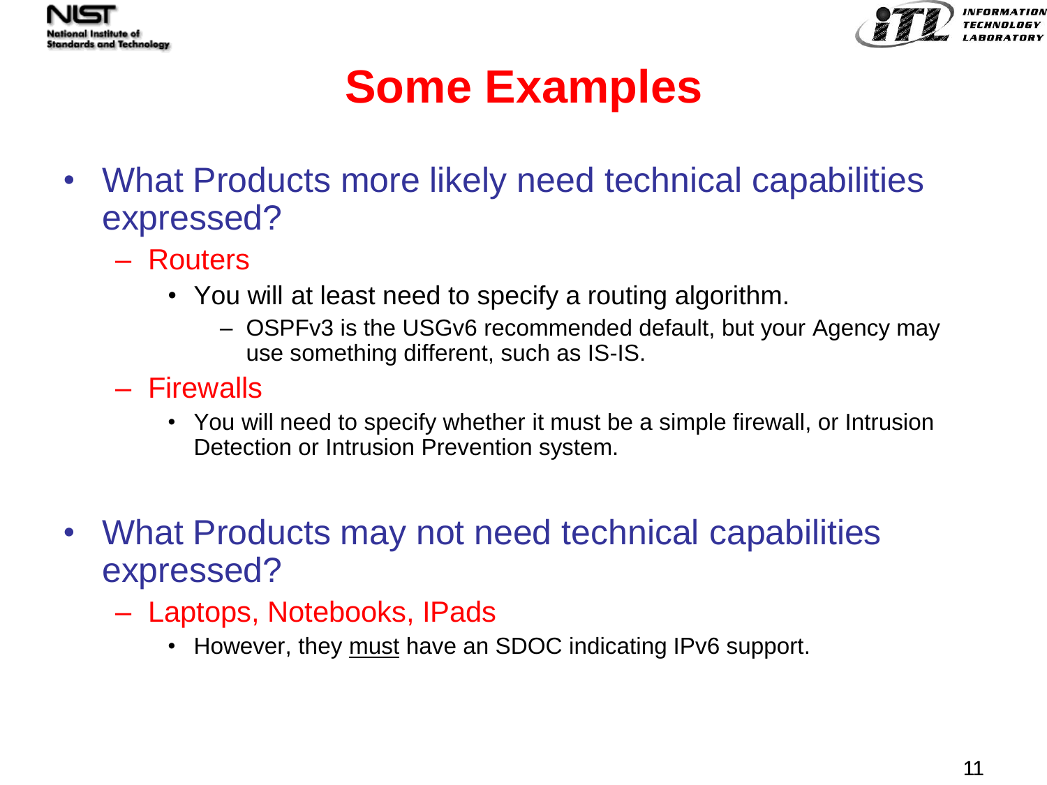# Some Examples

- What Products more likely need technical capabilities expressed?
  - Routers
    - You will at least need to specify a routing algorithm.
      - OSPFv3 is the USGv6 recommended default, but your Agency may use something different, such as IS-IS.
  - Firewalls
    - You will need to specify whether it must be a simple firewall, or Intrusion Detection or Intrusion Prevention system.
- What Products may not need technical capabilities expressed?
  - Laptops, Notebooks, IPads
    - However, they <u>must</u> have an SDOC indicating IPv6 support.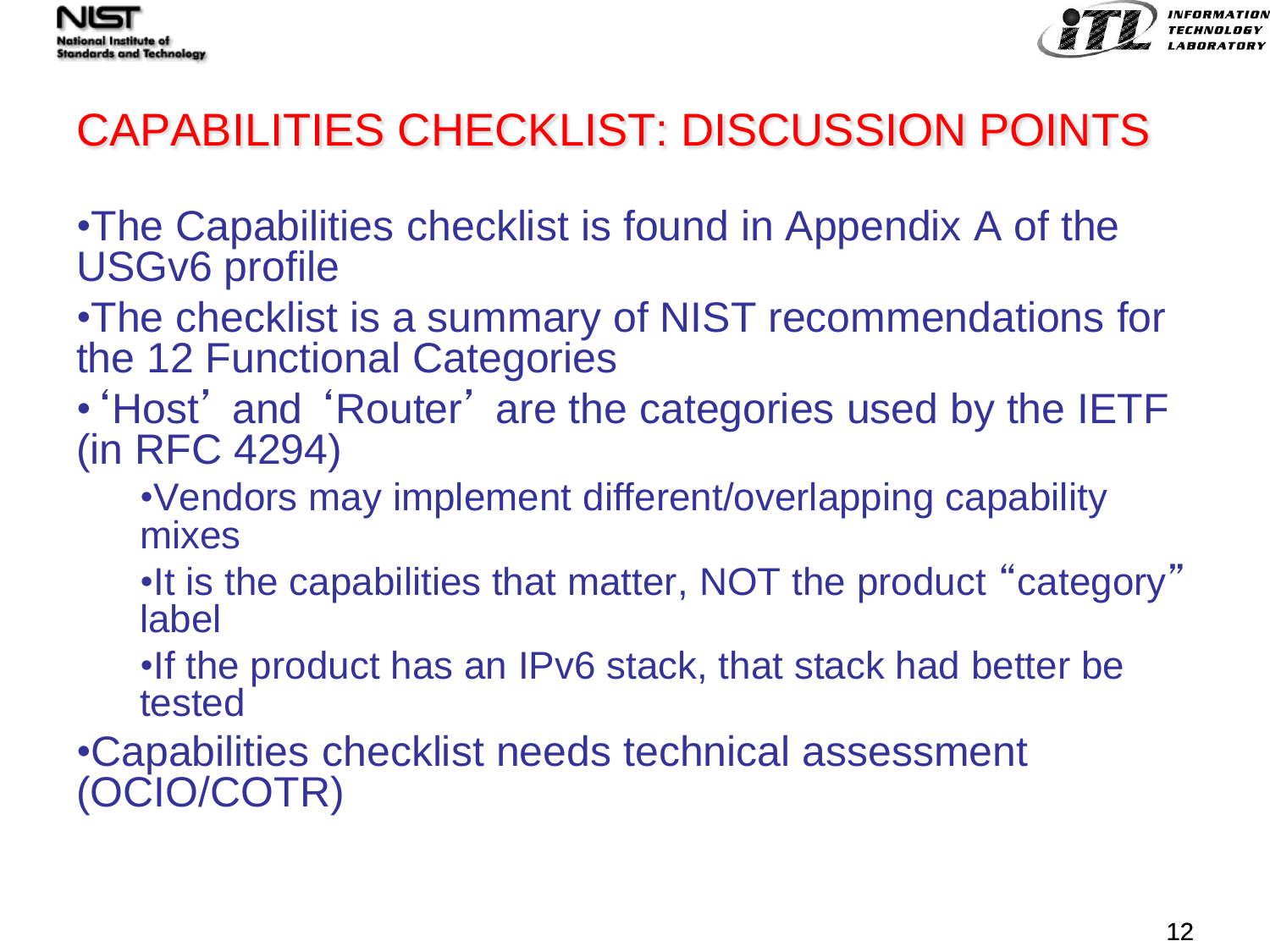# CAPABILITIES CHECKLIST: DISCUSSION POINTS

- The Capabilities checklist is found in Appendix A of the USGv6 profile
- The checklist is a summary of NIST recommendations for the 12 Functional Categories
- ‘Host’ and ‘Router’ are the categories used by the IETF (in RFC 4294)
  - Vendors may implement different/overlapping capability mixes
  - It is the capabilities that matter, NOT the product “category” label
  - If the product has an IPv6 stack, that stack had better be tested
- Capabilities checklist needs technical assessment (OCIO/COTR)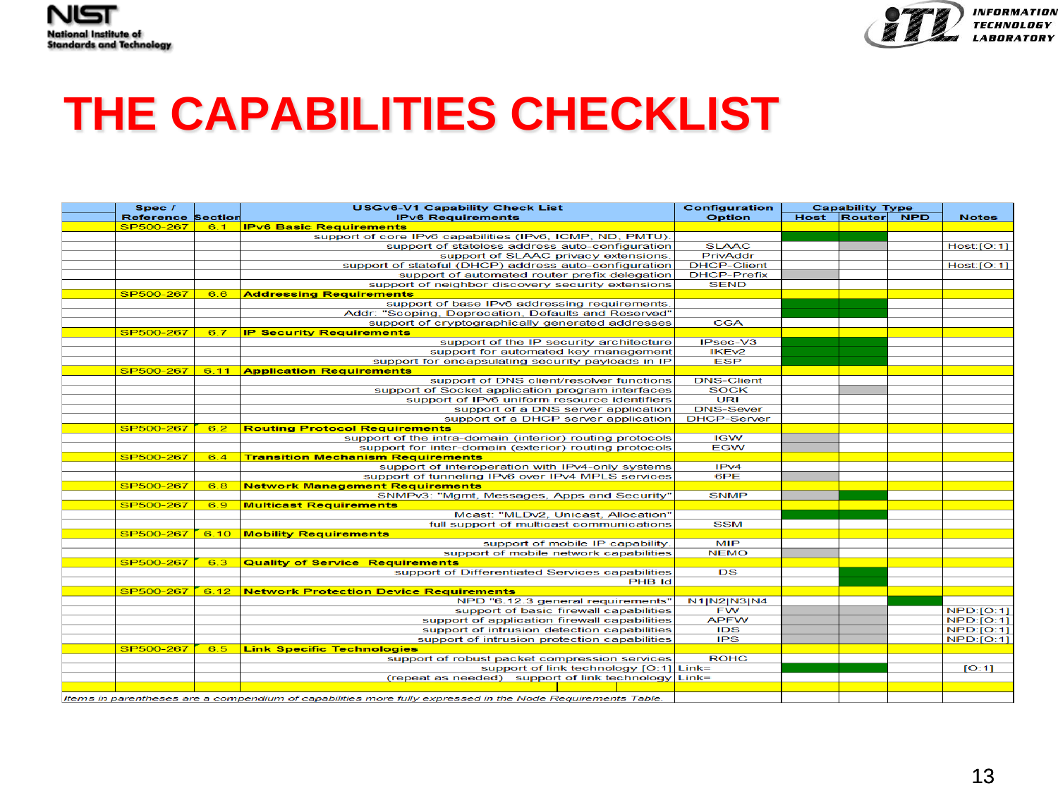# THE CAPABILITIES CHECKLIST

| Spec / Reference | Section | USGv6-V1 Capability Check List IPv6 Requirements | Configuration Option | Capability Type | | | Notes |
|---|---|---|---|---|---|---|---|
| | | | | Host | Router | NPD | |
| SP500-267 | 6.1 | **IPv6 Basic Requirements** | | | | | |
| | | support of core IPv6 capabilities (IPv6, ICMP, ND, PMTU). | | | | | |
| | | support of stateless address auto-configuration | SLAAC | | | | Host:[O:1] |
| | | support of SLAAC privacy extensions. | PrivAddr | | | | |
| | | support of stateful (DHCP) address auto-configuration | DHCP-Client | | | | Host:[O:1] |
| | | support of automated router prefix delegation | DHCP-Prefix | | | | |
| | | support of neighbor discovery security extensions | SEND | | | | |
| SP500-267 | 6.6 | **Addressing Requirements** | | | | | |
| | | support of base IPv6 addressing requirements. | | | | | |
| | | Addr: "Scoping, Deprecation, Defaults and Reserved" | | | | | |
| | | support of cryptographically generated addresses | CGA | | | | |
| SP500-267 | 6.7 | **IP Security Requirements** | | | | | |
| | | support of the IP security architecture | IPsec-V3 | | | | |
| | | support for automated key management | IKEv2 | | | | |
| | | support for encapsulating security payloads in IP | ESP | | | | |
| SP500-267 | 6.11 | **Application Requirements** | | | | | |
| | | support of DNS client/resolver functions | DNS-Client | | | | |
| | | support of Socket application program interfaces | SOCK | | | | |
| | | support of IPv6 uniform resource identifiers | URI | | | | |
| | | support of a DNS server application | DNS-Sever | | | | |
| | | support of a DHCP server application | DHCP-Server | | | | |
| SP500-267 | 6.2 | **Routing Protocol Requirements** | | | | | |
| | | support of the intra-domain (interior) routing protocols | IGW | | | | |
| | | support for inter-domain (exterior) routing protocols | EGW | | | | |
| SP500-267 | 6.4 | **Transition Mechanism Requirements** | | | | | |
| | | support of interoperation with IPv4-only systems | IPv4 | | | | |
| | | support of tunneling IPv6 over IPv4 MPLS services | 6PE | | | | |
| SP500-267 | 6.8 | **Network Management Requirements** | | | | | |
| | | SNMPv3: "Mgmt, Messages, Apps and Security" | SNMP | | | | |
| SP500-267 | 6.9 | **Multicast Requirements** | | | | | |
| | | Mcast: "MLDv2, Unicast, Allocation" | | | | | |
| | | full support of multicast communications | SSM | | | | |
| SP500-267 | 6.10 | **Mobility Requirements** | | | | | |
| | | support of mobile IP capability. | MIP | | | | |
| | | support of mobile network capabilities | NEMO | | | | |
| SP500-267 | 6.3 | **Quality of Service Requirements** | | | | | |
| | | support of Differentiated Services capabilities | DS | | | | |
| | | PHB Id | | | | | |
| SP500-267 | 6.12 | **Network Protection Device Requirements** | | | | | |
| | | NPD "6.12.3 general requirements" | N1\|N2\|N3\|N4 | | | | |
| | | support of basic firewall capabilities | FW | | | | NPD:[O:1] |
| | | support of application firewall capabilities | APFW | | | | NPD:[O:1] |
| | | support of intrusion detection capabilities | IDS | | | | NPD:[O:1] |
| | | support of intrusion protection capabilities | IPS | | | | NPD:[O:1] |
| SP500-267 | 6.5 | **Link Specific Technologies** | | | | | |
| | | support of robust packet compression services | ROHC | | | | |
| | | support of link technology [O:1] | Link= | | | | [O:1] |
| | | (repeat as needed) support of link technology | Link= | | | | |

*Items in parentheses are a compendium of capabilities more fully expressed in the Node Requirements Table.*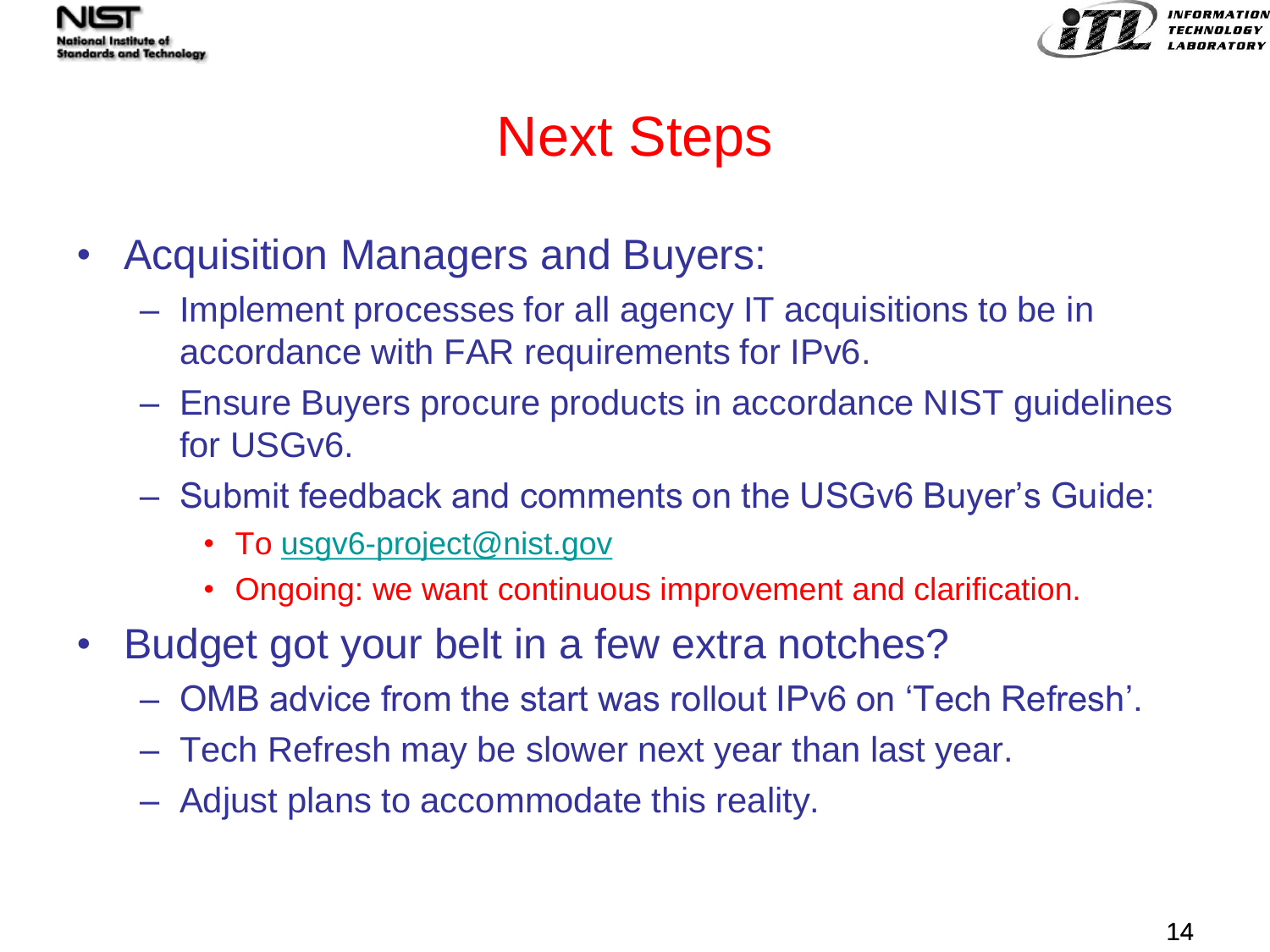# Next Steps

- Acquisition Managers and Buyers:
  - Implement processes for all agency IT acquisitions to be in accordance with FAR requirements for IPv6.
  - Ensure Buyers procure products in accordance NIST guidelines for USGv6.
  - Submit feedback and comments on the USGv6 Buyer's Guide:
    - To usgv6-project@nist.gov
    - Ongoing: we want continuous improvement and clarification.
- Budget got your belt in a few extra notches?
  - OMB advice from the start was rollout IPv6 on 'Tech Refresh'.
  - Tech Refresh may be slower next year than last year.
  - Adjust plans to accommodate this reality.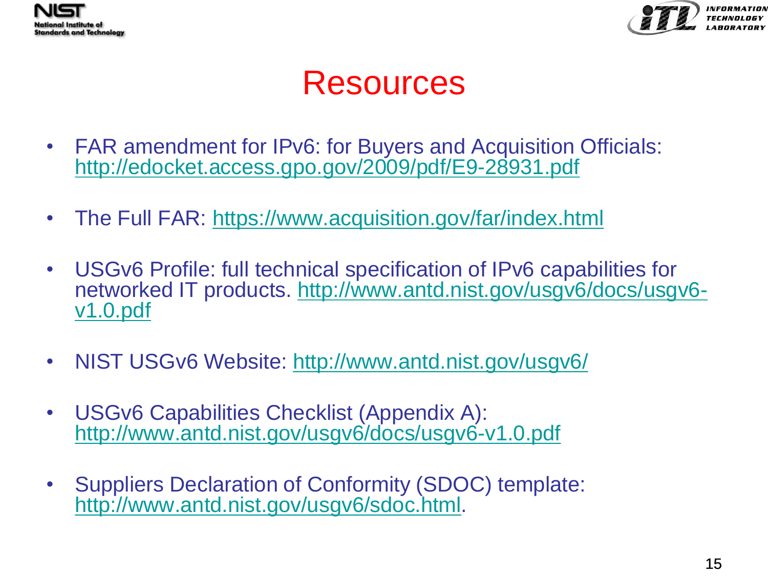# Resources

- FAR amendment for IPv6: for Buyers and Acquisition Officials: http://edocket.access.gpo.gov/2009/pdf/E9-28931.pdf
- The Full FAR: https://www.acquisition.gov/far/index.html
- USGv6 Profile: full technical specification of IPv6 capabilities for networked IT products. http://www.antd.nist.gov/usgv6/docs/usgv6-v1.0.pdf
- NIST USGv6 Website: http://www.antd.nist.gov/usgv6/
- USGv6 Capabilities Checklist (Appendix A): http://www.antd.nist.gov/usgv6/docs/usgv6-v1.0.pdf
- Suppliers Declaration of Conformity (SDOC) template: http://www.antd.nist.gov/usgv6/sdoc.html.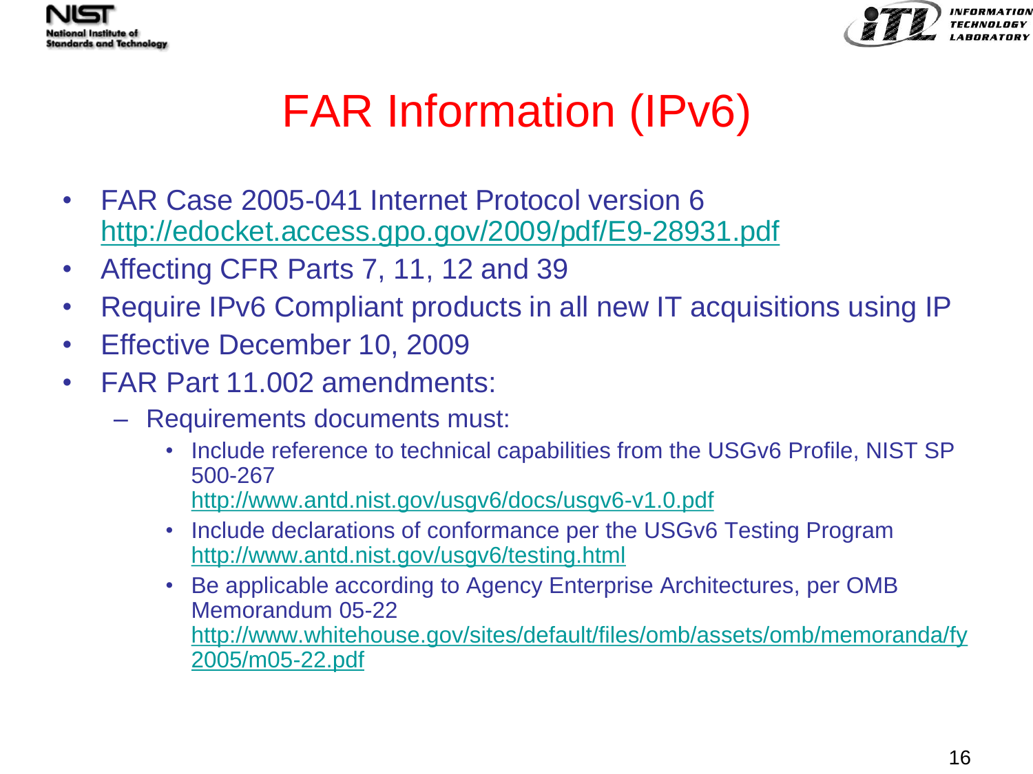# FAR Information (IPv6)

- FAR Case 2005-041 Internet Protocol version 6 http://edocket.access.gpo.gov/2009/pdf/E9-28931.pdf
- Affecting CFR Parts 7, 11, 12 and 39
- Require IPv6 Compliant products in all new IT acquisitions using IP
- Effective December 10, 2009
- FAR Part 11.002 amendments:
  - Requirements documents must:
    - Include reference to technical capabilities from the USGv6 Profile, NIST SP 500-267 http://www.antd.nist.gov/usgv6/docs/usgv6-v1.0.pdf
    - Include declarations of conformance per the USGv6 Testing Program http://www.antd.nist.gov/usgv6/testing.html
    - Be applicable according to Agency Enterprise Architectures, per OMB Memorandum 05-22 http://www.whitehouse.gov/sites/default/files/omb/assets/omb/memoranda/fy2005/m05-22.pdf